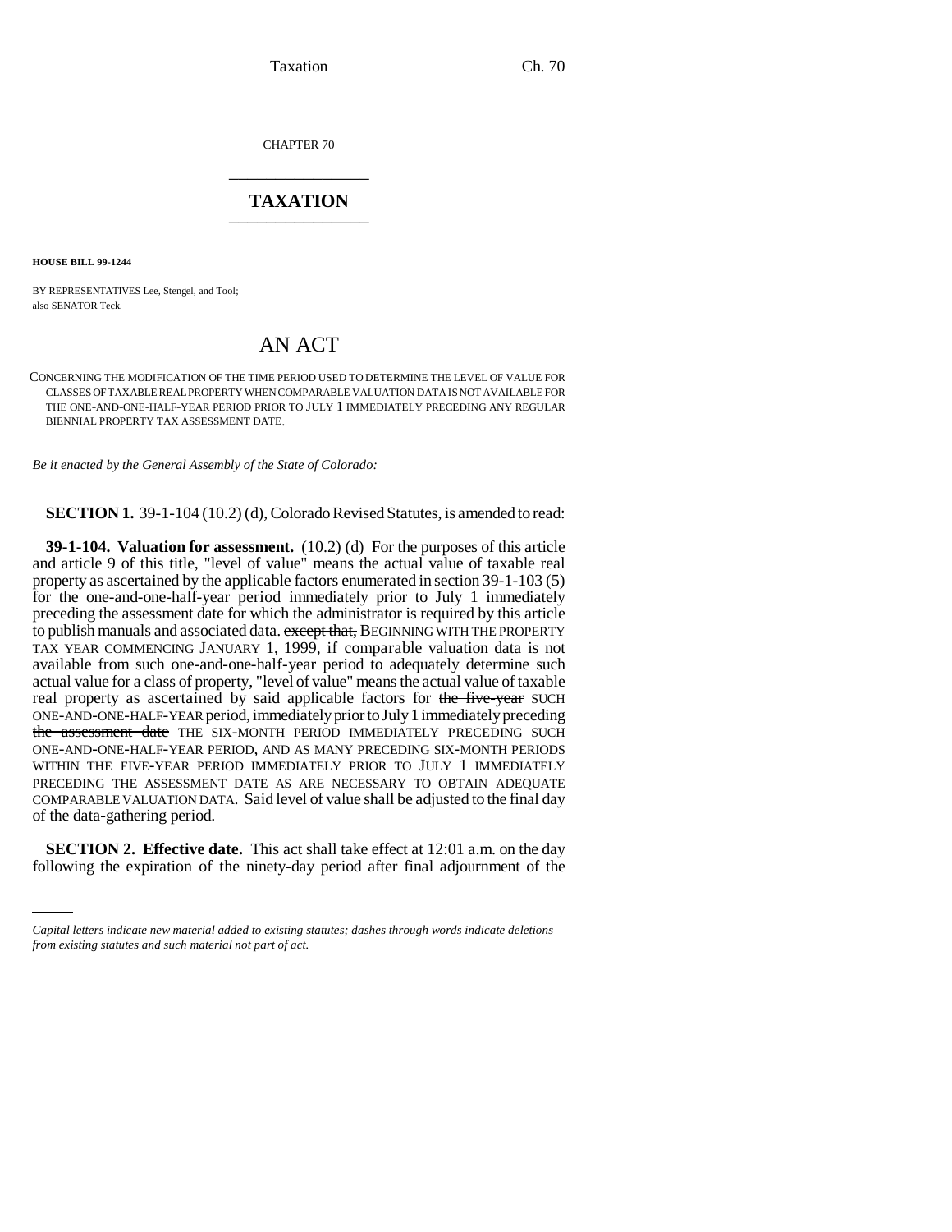CHAPTER 70

# TAXATION

**HOUSE BILL 99-1244**

BY REPRESENTATIVES Lee, Stengel, and Tool;
also SENATOR Teck.

# AN ACT

CONCERNING THE MODIFICATION OF THE TIME PERIOD USED TO DETERMINE THE LEVEL OF VALUE FOR CLASSES OF TAXABLE REAL PROPERTY WHEN COMPARABLE VALUATION DATA IS NOT AVAILABLE FOR THE ONE-AND-ONE-HALF-YEAR PERIOD PRIOR TO JULY 1 IMMEDIATELY PRECEDING ANY REGULAR BIENNIAL PROPERTY TAX ASSESSMENT DATE.

*Be it enacted by the General Assembly of the State of Colorado:*

**SECTION 1.** 39-1-104 (10.2) (d), Colorado Revised Statutes, is amended to read:

**39-1-104. Valuation for assessment.** (10.2) (d) For the purposes of this article and article 9 of this title, "level of value" means the actual value of taxable real property as ascertained by the applicable factors enumerated in section 39-1-103 (5) for the one-and-one-half-year period immediately prior to July 1 immediately preceding the assessment date for which the administrator is required by this article to publish manuals and associated data. ~~except that,~~ BEGINNING WITH THE PROPERTY TAX YEAR COMMENCING JANUARY 1, 1999, if comparable valuation data is not available from such one-and-one-half-year period to adequately determine such actual value for a class of property, "level of value" means the actual value of taxable real property as ascertained by said applicable factors for ~~the five-year~~ SUCH ONE-AND-ONE-HALF-YEAR period, ~~immediately prior to July 1 immediately preceding the assessment date~~ THE SIX-MONTH PERIOD IMMEDIATELY PRECEDING SUCH ONE-AND-ONE-HALF-YEAR PERIOD, AND AS MANY PRECEDING SIX-MONTH PERIODS WITHIN THE FIVE-YEAR PERIOD IMMEDIATELY PRIOR TO JULY 1 IMMEDIATELY PRECEDING THE ASSESSMENT DATE AS ARE NECESSARY TO OBTAIN ADEQUATE COMPARABLE VALUATION DATA. Said level of value shall be adjusted to the final day of the data-gathering period.

**SECTION 2. Effective date.** This act shall take effect at 12:01 a.m. on the day following the expiration of the ninety-day period after final adjournment of the

*Capital letters indicate new material added to existing statutes; dashes through words indicate deletions from existing statutes and such material not part of act.*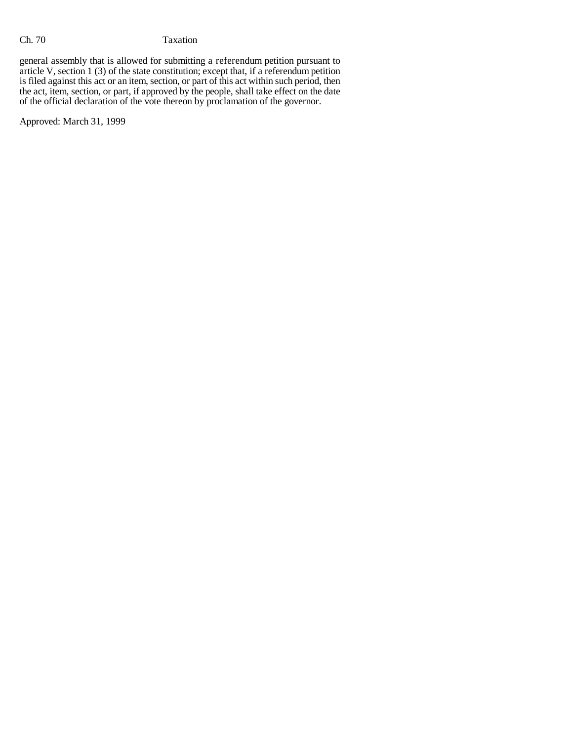general assembly that is allowed for submitting a referendum petition pursuant to article V, section 1 (3) of the state constitution; except that, if a referendum petition is filed against this act or an item, section, or part of this act within such period, then the act, item, section, or part, if approved by the people, shall take effect on the date of the official declaration of the vote thereon by proclamation of the governor.

Approved: March 31, 1999